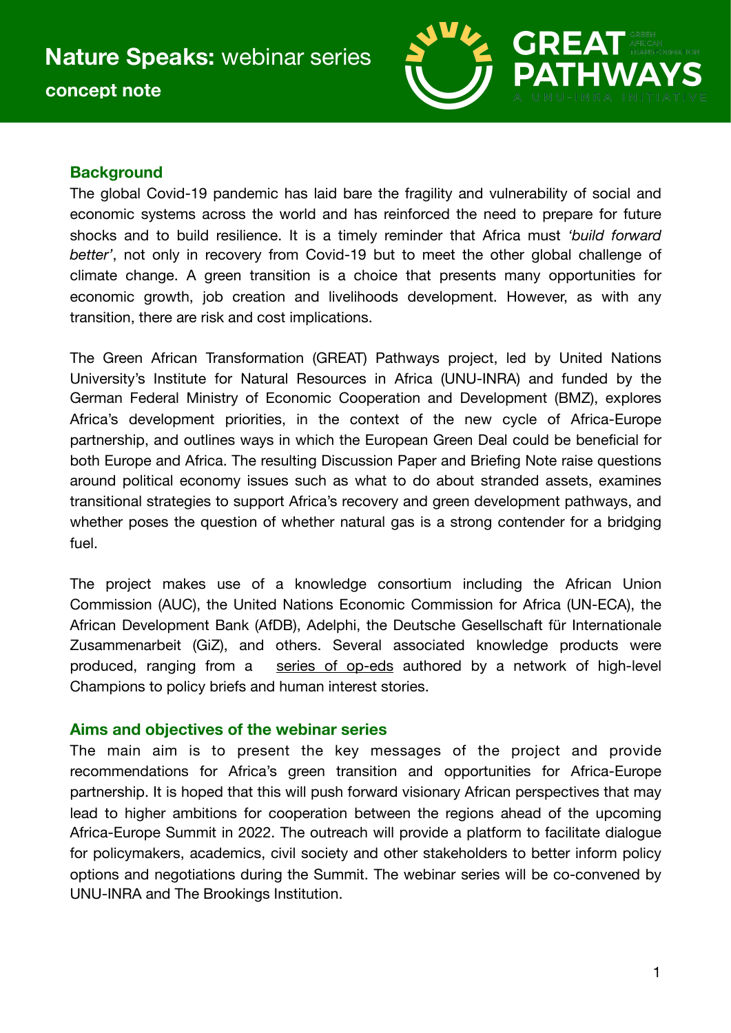# Nature Speaks: webinar series

**concept note**

GREAT PATHWAYS — GREEN AFRICAN TRANSFORMATION — A UNU-INRA INITIATIVE

## Background

The global Covid-19 pandemic has laid bare the fragility and vulnerability of social and economic systems across the world and has reinforced the need to prepare for future shocks and to build resilience. It is a timely reminder that Africa must *'build forward better'*, not only in recovery from Covid-19 but to meet the other global challenge of climate change. A green transition is a choice that presents many opportunities for economic growth, job creation and livelihoods development. However, as with any transition, there are risk and cost implications.

The Green African Transformation (GREAT) Pathways project, led by United Nations University's Institute for Natural Resources in Africa (UNU-INRA) and funded by the German Federal Ministry of Economic Cooperation and Development (BMZ), explores Africa's development priorities, in the context of the new cycle of Africa-Europe partnership, and outlines ways in which the European Green Deal could be beneficial for both Europe and Africa. The resulting Discussion Paper and Briefing Note raise questions around political economy issues such as what to do about stranded assets, examines transitional strategies to support Africa's recovery and green development pathways, and whether poses the question of whether natural gas is a strong contender for a bridging fuel.

The project makes use of a knowledge consortium including the African Union Commission (AUC), the United Nations Economic Commission for Africa (UN-ECA), the African Development Bank (AfDB), Adelphi, the Deutsche Gesellschaft für Internationale Zusammenarbeit (GiZ), and others. Several associated knowledge products were produced, ranging from a series of op-eds authored by a network of high-level Champions to policy briefs and human interest stories.

## Aims and objectives of the webinar series

The main aim is to present the key messages of the project and provide recommendations for Africa's green transition and opportunities for Africa-Europe partnership. It is hoped that this will push forward visionary African perspectives that may lead to higher ambitions for cooperation between the regions ahead of the upcoming Africa-Europe Summit in 2022. The outreach will provide a platform to facilitate dialogue for policymakers, academics, civil society and other stakeholders to better inform policy options and negotiations during the Summit. The webinar series will be co-convened by UNU-INRA and The Brookings Institution.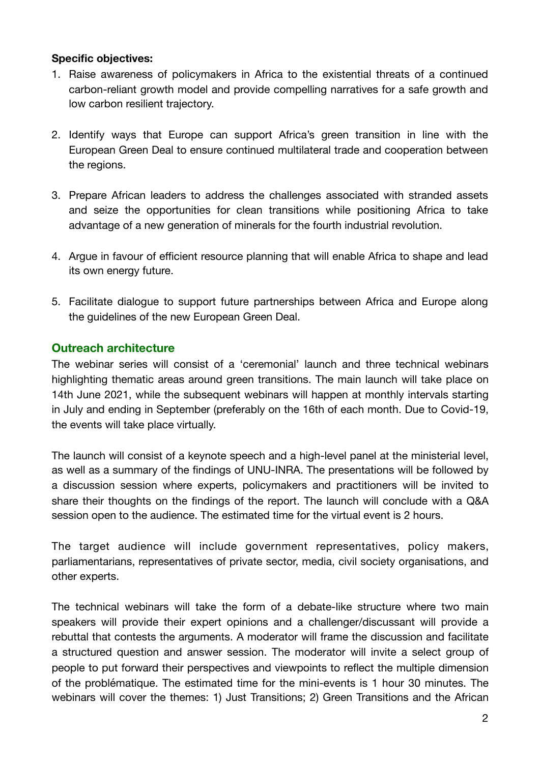**Specific objectives:**

1. Raise awareness of policymakers in Africa to the existential threats of a continued carbon-reliant growth model and provide compelling narratives for a safe growth and low carbon resilient trajectory.

2. Identify ways that Europe can support Africa's green transition in line with the European Green Deal to ensure continued multilateral trade and cooperation between the regions.

3. Prepare African leaders to address the challenges associated with stranded assets and seize the opportunities for clean transitions while positioning Africa to take advantage of a new generation of minerals for the fourth industrial revolution.

4. Argue in favour of efficient resource planning that will enable Africa to shape and lead its own energy future.

5. Facilitate dialogue to support future partnerships between Africa and Europe along the guidelines of the new European Green Deal.

## Outreach architecture

The webinar series will consist of a 'ceremonial' launch and three technical webinars highlighting thematic areas around green transitions. The main launch will take place on 14th June 2021, while the subsequent webinars will happen at monthly intervals starting in July and ending in September (preferably on the 16th of each month. Due to Covid-19, the events will take place virtually.

The launch will consist of a keynote speech and a high-level panel at the ministerial level, as well as a summary of the findings of UNU-INRA. The presentations will be followed by a discussion session where experts, policymakers and practitioners will be invited to share their thoughts on the findings of the report. The launch will conclude with a Q&A session open to the audience. The estimated time for the virtual event is 2 hours.

The target audience will include government representatives, policy makers, parliamentarians, representatives of private sector, media, civil society organisations, and other experts.

The technical webinars will take the form of a debate-like structure where two main speakers will provide their expert opinions and a challenger/discussant will provide a rebuttal that contests the arguments. A moderator will frame the discussion and facilitate a structured question and answer session. The moderator will invite a select group of people to put forward their perspectives and viewpoints to reflect the multiple dimension of the problématique. The estimated time for the mini-events is 1 hour 30 minutes. The webinars will cover the themes: 1) Just Transitions; 2) Green Transitions and the African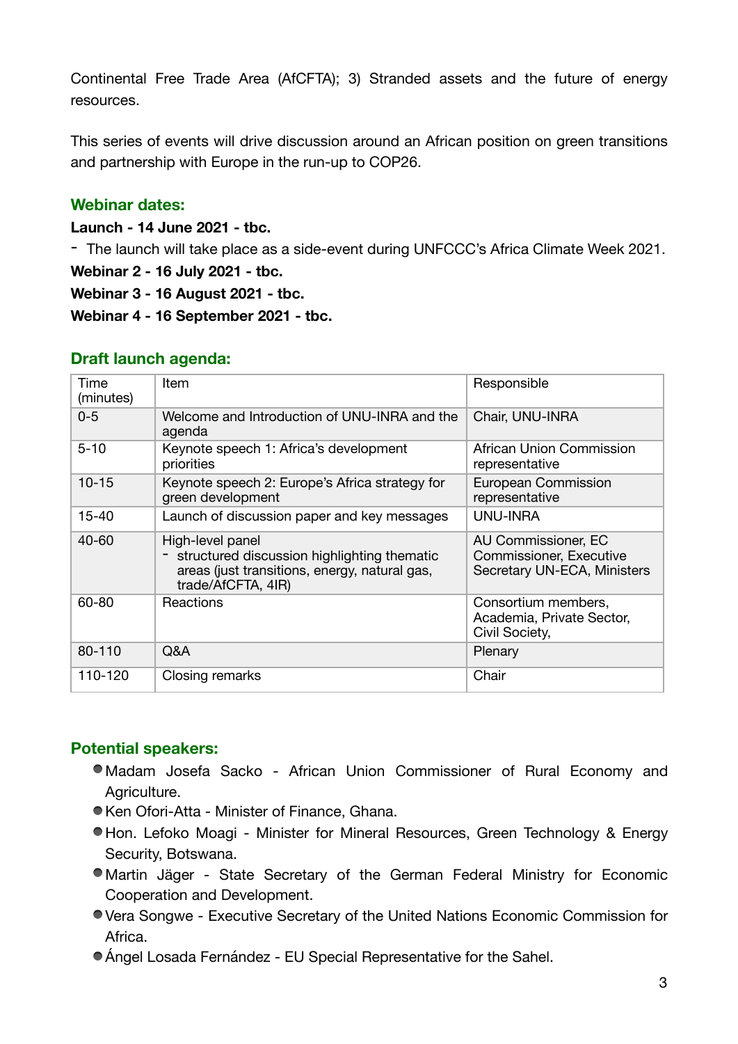Continental Free Trade Area (AfCFTA); 3) Stranded assets and the future of energy resources.

This series of events will drive discussion around an African position on green transitions and partnership with Europe in the run-up to COP26.

## Webinar dates:

**Launch - 14 June 2021 - tbc.**

- The launch will take place as a side-event during UNFCCC's Africa Climate Week 2021.

**Webinar 2 - 16 July 2021 - tbc.**

**Webinar 3 - 16 August 2021 - tbc.**

**Webinar 4 - 16 September 2021 - tbc.**

## Draft launch agenda:

| Time (minutes) | Item | Responsible |
|---|---|---|
| 0-5 | Welcome and Introduction of UNU-INRA and the agenda | Chair, UNU-INRA |
| 5-10 | Keynote speech 1: Africa's development priorities | African Union Commission representative |
| 10-15 | Keynote speech 2: Europe's Africa strategy for green development | European Commission representative |
| 15-40 | Launch of discussion paper and key messages | UNU-INRA |
| 40-60 | High-level panel<br>- structured discussion highlighting thematic areas (just transitions, energy, natural gas, trade/AfCFTA, 4IR) | AU Commissioner, EC Commissioner, Executive Secretary UN-ECA, Ministers |
| 60-80 | Reactions | Consortium members, Academia, Private Sector, Civil Society, |
| 80-110 | Q&A | Plenary |
| 110-120 | Closing remarks | Chair |

## Potential speakers:

- Madam Josefa Sacko - African Union Commissioner of Rural Economy and Agriculture.
- Ken Ofori-Atta - Minister of Finance, Ghana.
- Hon. Lefoko Moagi - Minister for Mineral Resources, Green Technology & Energy Security, Botswana.
- Martin Jäger - State Secretary of the German Federal Ministry for Economic Cooperation and Development.
- Vera Songwe - Executive Secretary of the United Nations Economic Commission for Africa.
- Ángel Losada Fernández - EU Special Representative for the Sahel.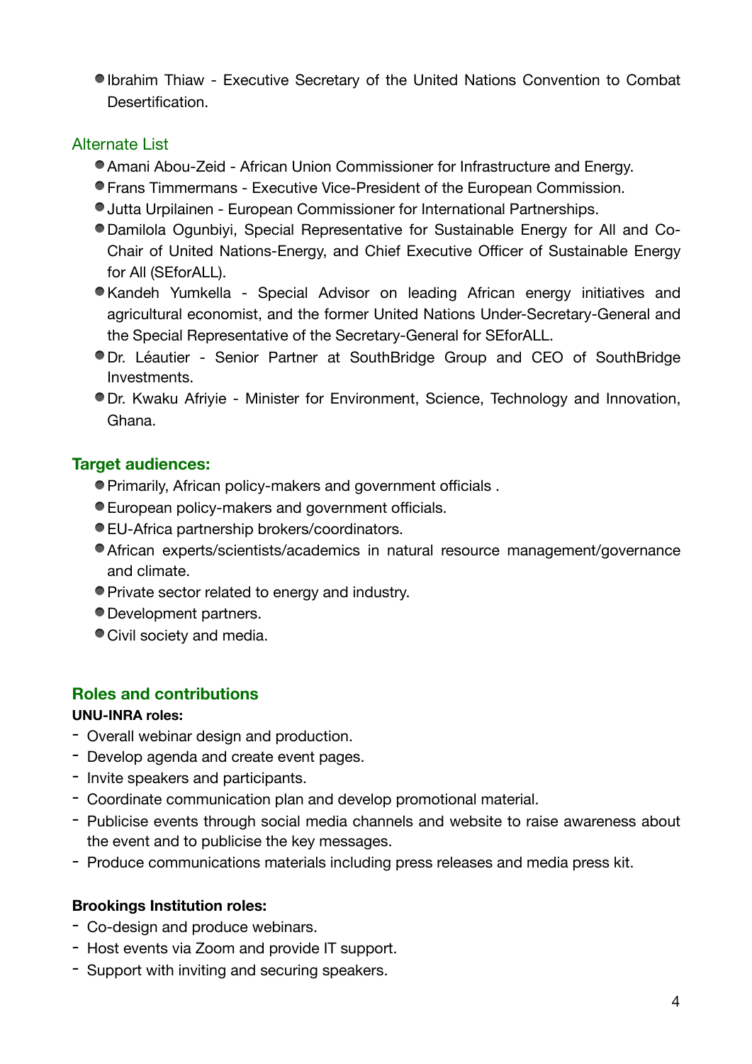- Ibrahim Thiaw - Executive Secretary of the United Nations Convention to Combat Desertification.

### Alternate List

- Amani Abou-Zeid - African Union Commissioner for Infrastructure and Energy.
- Frans Timmermans - Executive Vice-President of the European Commission.
- Jutta Urpilainen - European Commissioner for International Partnerships.
- Damilola Ogunbiyi, Special Representative for Sustainable Energy for All and Co-Chair of United Nations-Energy, and Chief Executive Officer of Sustainable Energy for All (SEforALL).
- Kandeh Yumkella - Special Advisor on leading African energy initiatives and agricultural economist, and the former United Nations Under-Secretary-General and the Special Representative of the Secretary-General for SEforALL.
- Dr. Léautier - Senior Partner at SouthBridge Group and CEO of SouthBridge Investments.
- Dr. Kwaku Afriyie - Minister for Environment, Science, Technology and Innovation, Ghana.

## Target audiences:

- Primarily, African policy-makers and government officials .
- European policy-makers and government officials.
- EU-Africa partnership brokers/coordinators.
- African experts/scientists/academics in natural resource management/governance and climate.
- Private sector related to energy and industry.
- Development partners.
- Civil society and media.

## Roles and contributions

**UNU-INRA roles:**

- Overall webinar design and production.
- Develop agenda and create event pages.
- Invite speakers and participants.
- Coordinate communication plan and develop promotional material.
- Publicise events through social media channels and website to raise awareness about the event and to publicise the key messages.
- Produce communications materials including press releases and media press kit.

**Brookings Institution roles:**

- Co-design and produce webinars.
- Host events via Zoom and provide IT support.
- Support with inviting and securing speakers.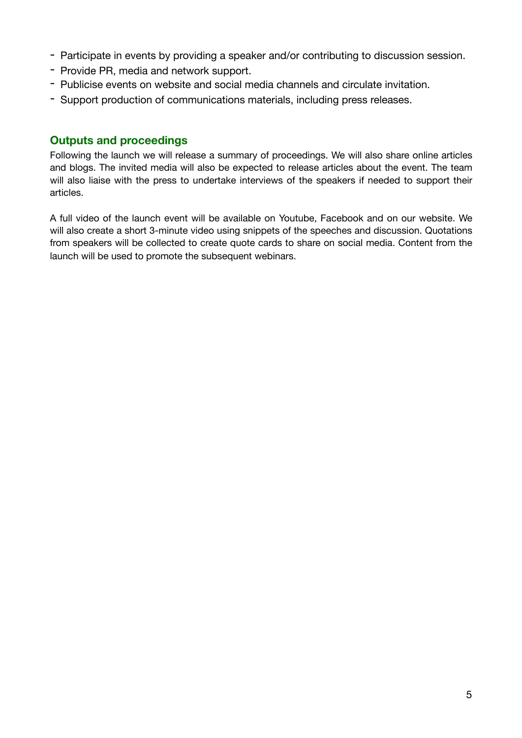- Participate in events by providing a speaker and/or contributing to discussion session.
- Provide PR, media and network support.
- Publicise events on website and social media channels and circulate invitation.
- Support production of communications materials, including press releases.

## Outputs and proceedings

Following the launch we will release a summary of proceedings. We will also share online articles and blogs. The invited media will also be expected to release articles about the event. The team will also liaise with the press to undertake interviews of the speakers if needed to support their articles.

A full video of the launch event will be available on Youtube, Facebook and on our website. We will also create a short 3-minute video using snippets of the speeches and discussion. Quotations from speakers will be collected to create quote cards to share on social media. Content from the launch will be used to promote the subsequent webinars.